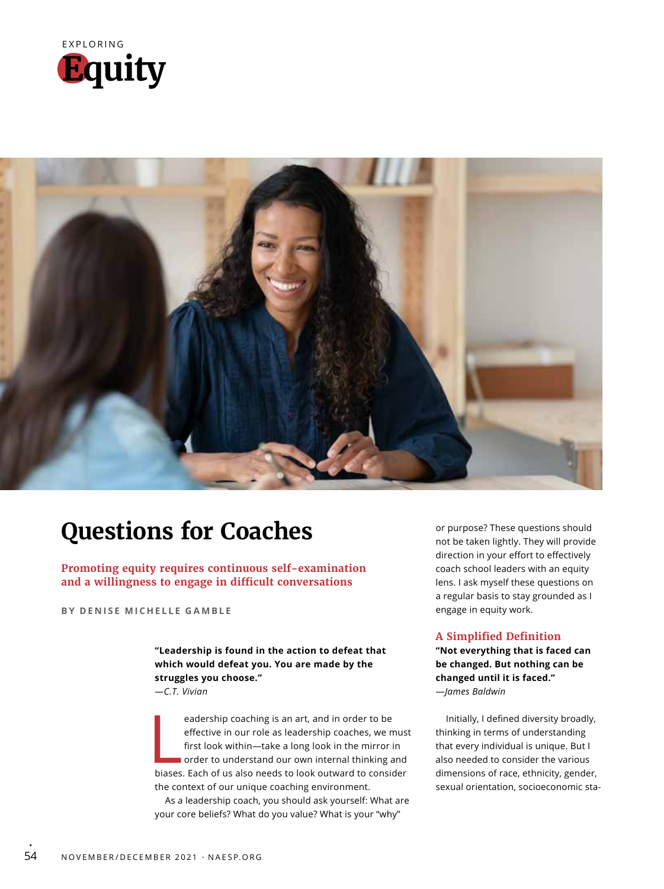EXPLORING

# Equity

# Questions for Coaches

**Promoting equity requires continuous self-examination and a willingness to engage in difficult conversations**

BY DENISE MICHELLE GAMBLE

> **"Leadership is found in the action to defeat that which would defeat you. You are made by the struggles you choose."**
> *—C.T. Vivian*

Leadership coaching is an art, and in order to be effective in our role as leadership coaches, we must first look within—take a long look in the mirror in order to understand our own internal thinking and biases. Each of us also needs to look outward to consider the context of our unique coaching environment.

As a leadership coach, you should ask yourself: What are your core beliefs? What do you value? What is your "why" or purpose? These questions should not be taken lightly. They will provide direction in your effort to effectively coach school leaders with an equity lens. I ask myself these questions on a regular basis to stay grounded as I engage in equity work.

## A Simplified Definition

> **"Not everything that is faced can be changed. But nothing can be changed until it is faced."**
> *—James Baldwin*

Initially, I defined diversity broadly, thinking in terms of understanding that every individual is unique. But I also needed to consider the various dimensions of race, ethnicity, gender, sexual orientation, socioeconomic sta-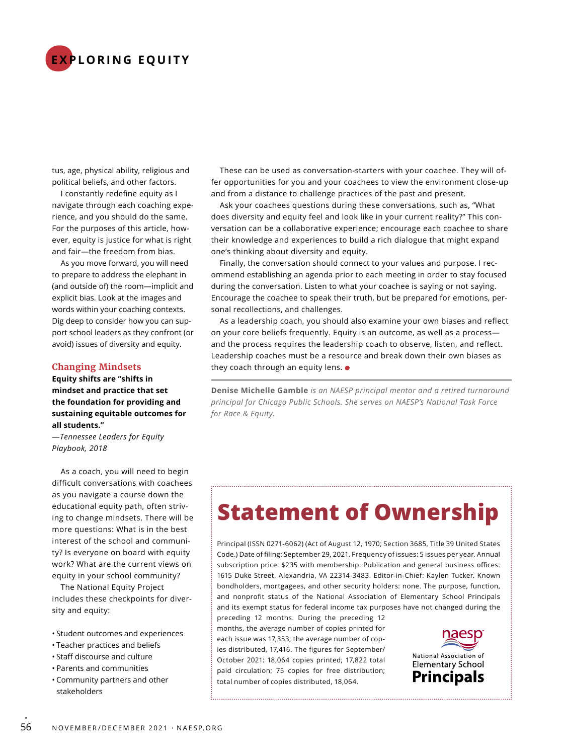tus, age, physical ability, religious and political beliefs, and other factors.

I constantly redefine equity as I navigate through each coaching experience, and you should do the same. For the purposes of this article, however, equity is justice for what is right and fair—the freedom from bias.

As you move forward, you will need to prepare to address the elephant in (and outside of) the room—implicit and explicit bias. Look at the images and words within your coaching contexts. Dig deep to consider how you can support school leaders as they confront (or avoid) issues of diversity and equity.

## Changing Mindsets

**Equity shifts are "shifts in mindset and practice that set the foundation for providing and sustaining equitable outcomes for all students."**

—*Tennessee Leaders for Equity Playbook, 2018*

As a coach, you will need to begin difficult conversations with coachees as you navigate a course down the educational equity path, often striving to change mindsets. There will be more questions: What is in the best interest of the school and community? Is everyone on board with equity work? What are the current views on equity in your school community?

The National Equity Project includes these checkpoints for diversity and equity:

- Student outcomes and experiences
- Teacher practices and beliefs
- Staff discourse and culture
- Parents and communities
- Community partners and other stakeholders

These can be used as conversation-starters with your coachee. They will offer opportunities for you and your coachees to view the environment close-up and from a distance to challenge practices of the past and present.

Ask your coachees questions during these conversations, such as, "What does diversity and equity feel and look like in your current reality?" This conversation can be a collaborative experience; encourage each coachee to share their knowledge and experiences to build a rich dialogue that might expand one's thinking about diversity and equity.

Finally, the conversation should connect to your values and purpose. I recommend establishing an agenda prior to each meeting in order to stay focused during the conversation. Listen to what your coachee is saying or not saying. Encourage the coachee to speak their truth, but be prepared for emotions, personal recollections, and challenges.

As a leadership coach, you should also examine your own biases and reflect on your core beliefs frequently. Equity is an outcome, as well as a process—and the process requires the leadership coach to observe, listen, and reflect. Leadership coaches must be a resource and break down their own biases as they coach through an equity lens. ●

**Denise Michelle Gamble** *is an NAESP principal mentor and a retired turnaround principal for Chicago Public Schools. She serves on NAESP's National Task Force for Race & Equity.*

# Statement of Ownership

Principal (ISSN 0271-6062) (Act of August 12, 1970; Section 3685, Title 39 United States Code.) Date of filing: September 29, 2021. Frequency of issues: 5 issues per year. Annual subscription price: $235 with membership. Publication and general business offices: 1615 Duke Street, Alexandria, VA 22314-3483. Editor-in-Chief: Kaylen Tucker. Known bondholders, mortgagees, and other security holders: none. The purpose, function, and nonprofit status of the National Association of Elementary School Principals and its exempt status for federal income tax purposes have not changed during the preceding 12 months. During the preceding 12 months, the average number of copies printed for each issue was 17,353; the average number of copies distributed, 17,416. The figures for September/October 2021: 18,064 copies printed; 17,822 total paid circulation; 75 copies for free distribution; total number of copies distributed, 18,064.

naesp
National Association of Elementary School Principals